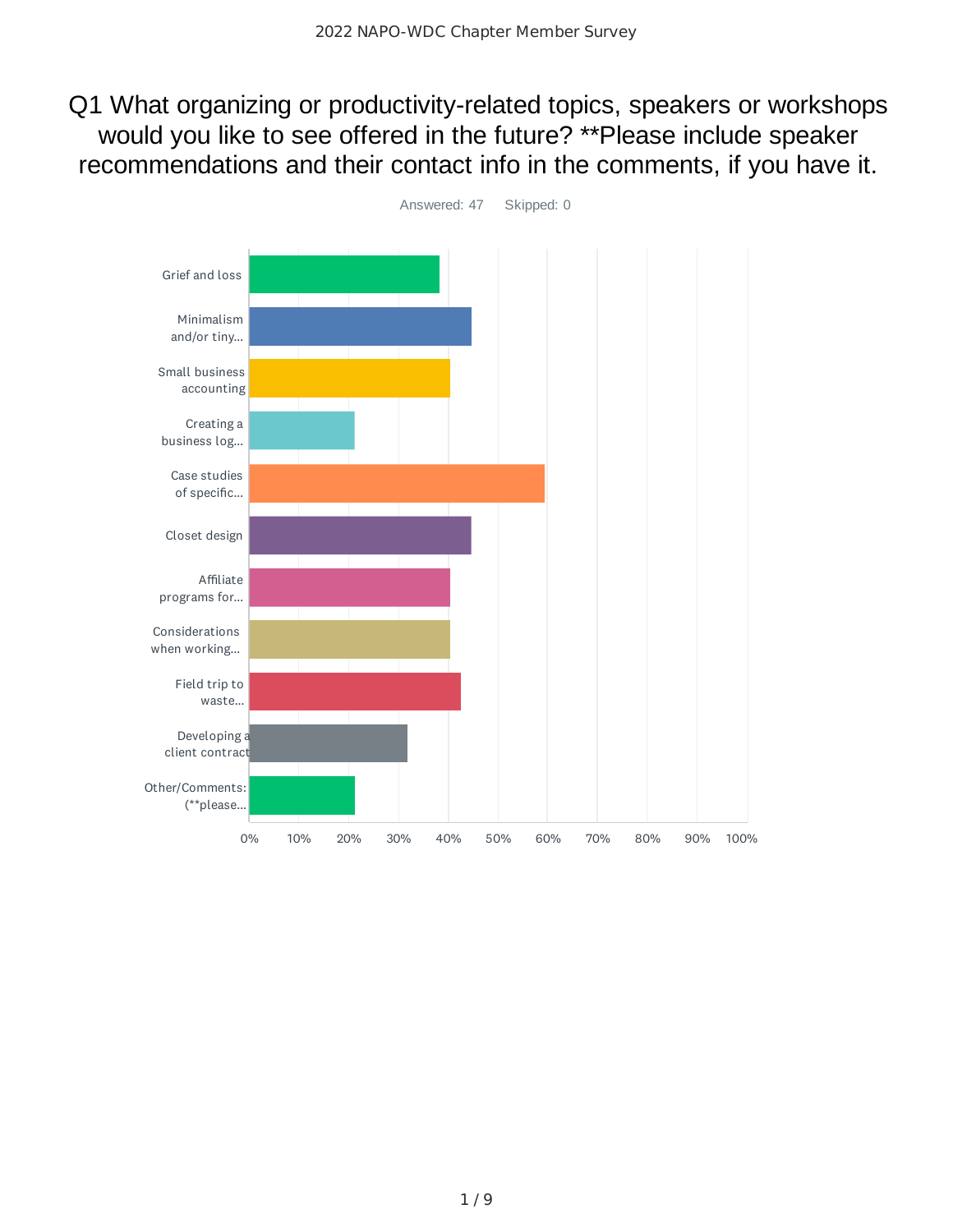2022 NAPO-WDC Chapter Member Survey

# Q1 What organizing or productivity-related topics, speakers or workshops would you like to see offered in the future? **Please include speaker recommendations and their contact info in the comments, if you have it.

Answered: 47 Skipped: 0

| Answer choice |
| --- |
| Grief and loss |
| Minimalism and/or tiny... |
| Small business accounting |
| Creating a business log... |
| Case studies of specific... |
| Closet design |
| Affiliate programs for... |
| Considerations when working... |
| Field trip to waste... |
| Developing a client contract |
| Other/Comments: (**please... |

0% 10% 20% 30% 40% 50% 60% 70% 80% 90% 100%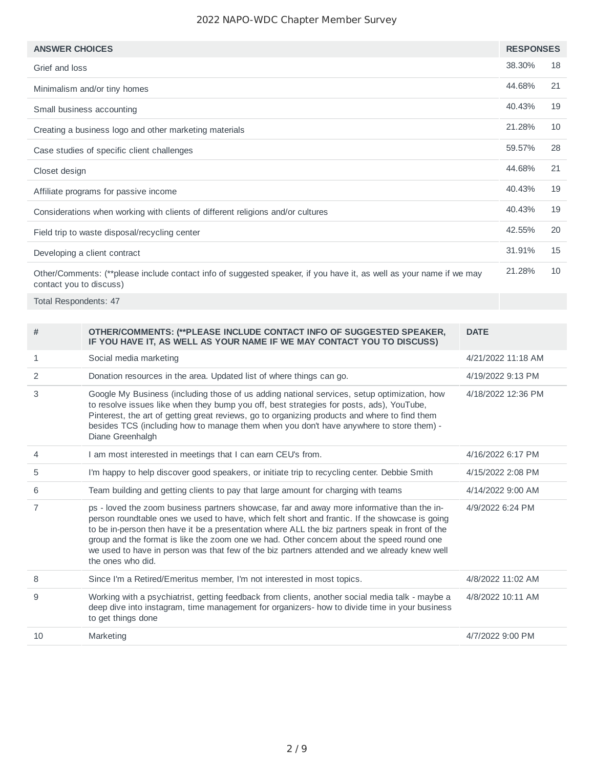| ANSWER CHOICES | RESPONSES | |
|---|---|---|
| Grief and loss | 38.30% | 18 |
| Minimalism and/or tiny homes | 44.68% | 21 |
| Small business accounting | 40.43% | 19 |
| Creating a business logo and other marketing materials | 21.28% | 10 |
| Case studies of specific client challenges | 59.57% | 28 |
| Closet design | 44.68% | 21 |
| Affiliate programs for passive income | 40.43% | 19 |
| Considerations when working with clients of different religions and/or cultures | 40.43% | 19 |
| Field trip to waste disposal/recycling center | 42.55% | 20 |
| Developing a client contract | 31.91% | 15 |
| Other/Comments: (**please include contact info of suggested speaker, if you have it, as well as your name if we may contact you to discuss) | 21.28% | 10 |
| Total Respondents: 47 | | |

| # | OTHER/COMMENTS: (**PLEASE INCLUDE CONTACT INFO OF SUGGESTED SPEAKER, IF YOU HAVE IT, AS WELL AS YOUR NAME IF WE MAY CONTACT YOU TO DISCUSS) | DATE |
|---|---|---|
| 1 | Social media marketing | 4/21/2022 11:18 AM |
| 2 | Donation resources in the area. Updated list of where things can go. | 4/19/2022 9:13 PM |
| 3 | Google My Business (including those of us adding national services, setup optimization, how to resolve issues like when they bump you off, best strategies for posts, ads), YouTube, Pinterest, the art of getting great reviews, go to organizing products and where to find them besides TCS (including how to manage them when you don't have anywhere to store them) - Diane Greenhalgh | 4/18/2022 12:36 PM |
| 4 | I am most interested in meetings that I can earn CEU's from. | 4/16/2022 6:17 PM |
| 5 | I'm happy to help discover good speakers, or initiate trip to recycling center. Debbie Smith | 4/15/2022 2:08 PM |
| 6 | Team building and getting clients to pay that large amount for charging with teams | 4/14/2022 9:00 AM |
| 7 | ps - loved the zoom business partners showcase, far and away more informative than the in-person roundtable ones we used to have, which felt short and frantic. If the showcase is going to be in-person then have it be a presentation where ALL the biz partners speak in front of the group and the format is like the zoom one we had. Other concern about the speed round one we used to have in person was that few of the biz partners attended and we already knew well the ones who did. | 4/9/2022 6:24 PM |
| 8 | Since I'm a Retired/Emeritus member, I'm not interested in most topics. | 4/8/2022 11:02 AM |
| 9 | Working with a psychiatrist, getting feedback from clients, another social media talk - maybe a deep dive into instagram, time management for organizers- how to divide time in your business to get things done | 4/8/2022 10:11 AM |
| 10 | Marketing | 4/7/2022 9:00 PM |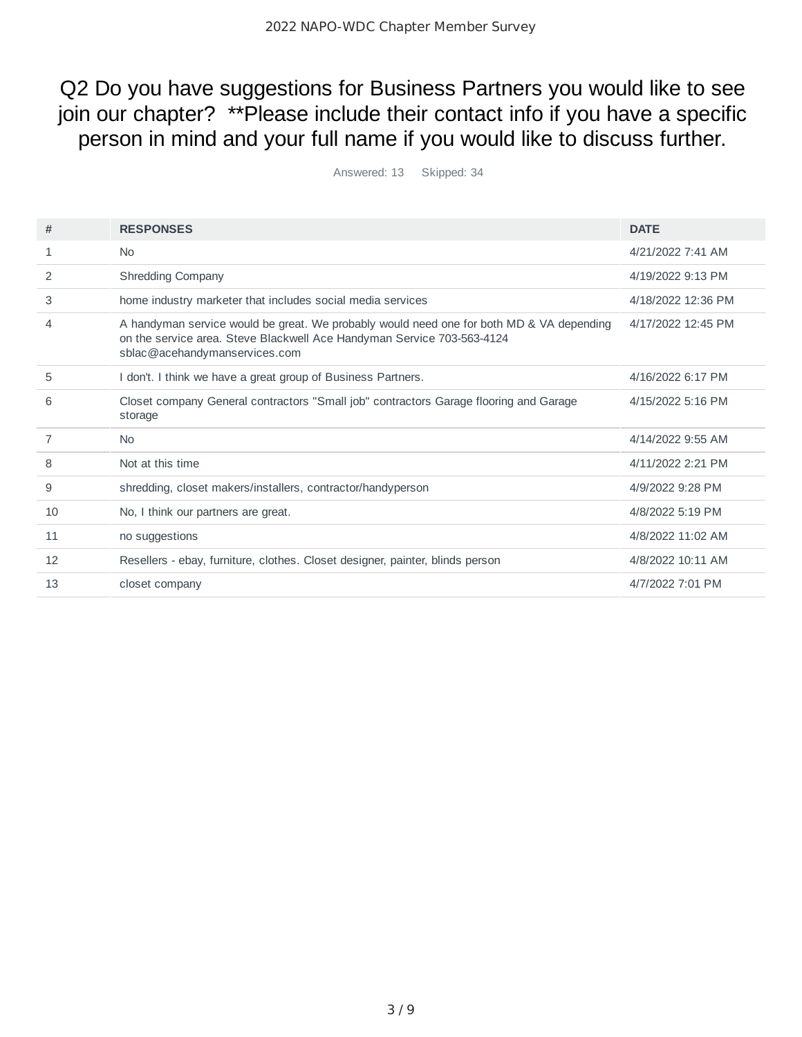# Q2 Do you have suggestions for Business Partners you would like to see join our chapter? **Please include their contact info if you have a specific person in mind and your full name if you would like to discuss further.

Answered: 13 Skipped: 34

| # | RESPONSES | DATE |
| --- | --- | --- |
| 1 | No | 4/21/2022 7:41 AM |
| 2 | Shredding Company | 4/19/2022 9:13 PM |
| 3 | home industry marketer that includes social media services | 4/18/2022 12:36 PM |
| 4 | A handyman service would be great. We probably would need one for both MD & VA depending on the service area. Steve Blackwell Ace Handyman Service 703-563-4124 sblac@acehandymanservices.com | 4/17/2022 12:45 PM |
| 5 | I don't. I think we have a great group of Business Partners. | 4/16/2022 6:17 PM |
| 6 | Closet company General contractors "Small job" contractors Garage flooring and Garage storage | 4/15/2022 5:16 PM |
| 7 | No | 4/14/2022 9:55 AM |
| 8 | Not at this time | 4/11/2022 2:21 PM |
| 9 | shredding, closet makers/installers, contractor/handyperson | 4/9/2022 9:28 PM |
| 10 | No, I think our partners are great. | 4/8/2022 5:19 PM |
| 11 | no suggestions | 4/8/2022 11:02 AM |
| 12 | Resellers - ebay, furniture, clothes. Closet designer, painter, blinds person | 4/8/2022 10:11 AM |
| 13 | closet company | 4/7/2022 7:01 PM |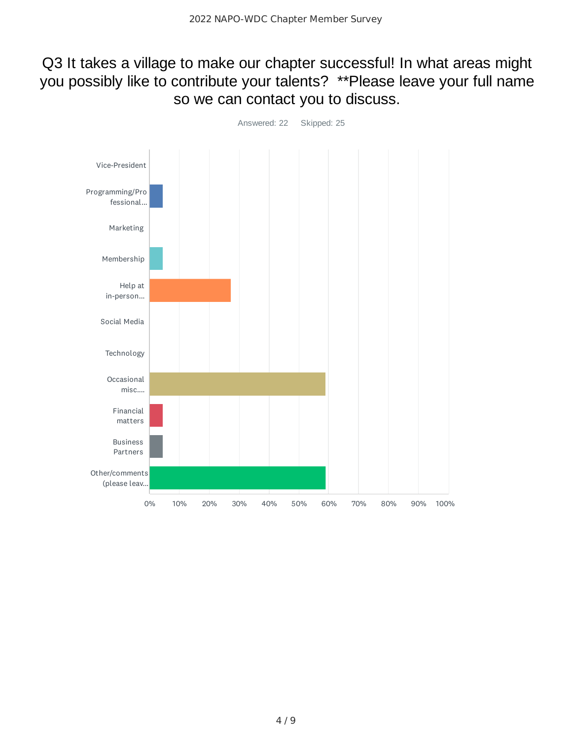# Q3 It takes a village to make our chapter successful! In what areas might you possibly like to contribute your talents? **Please leave your full name so we can contact you to discuss.

Answered: 22 Skipped: 25

Vice-President

Programming/Professional...

Marketing

Membership

Help at in-person...

Social Media

Technology

Occasional misc....

Financial matters

Business Partners

Other/comments (please leav...

0% 10% 20% 30% 40% 50% 60% 70% 80% 90% 100%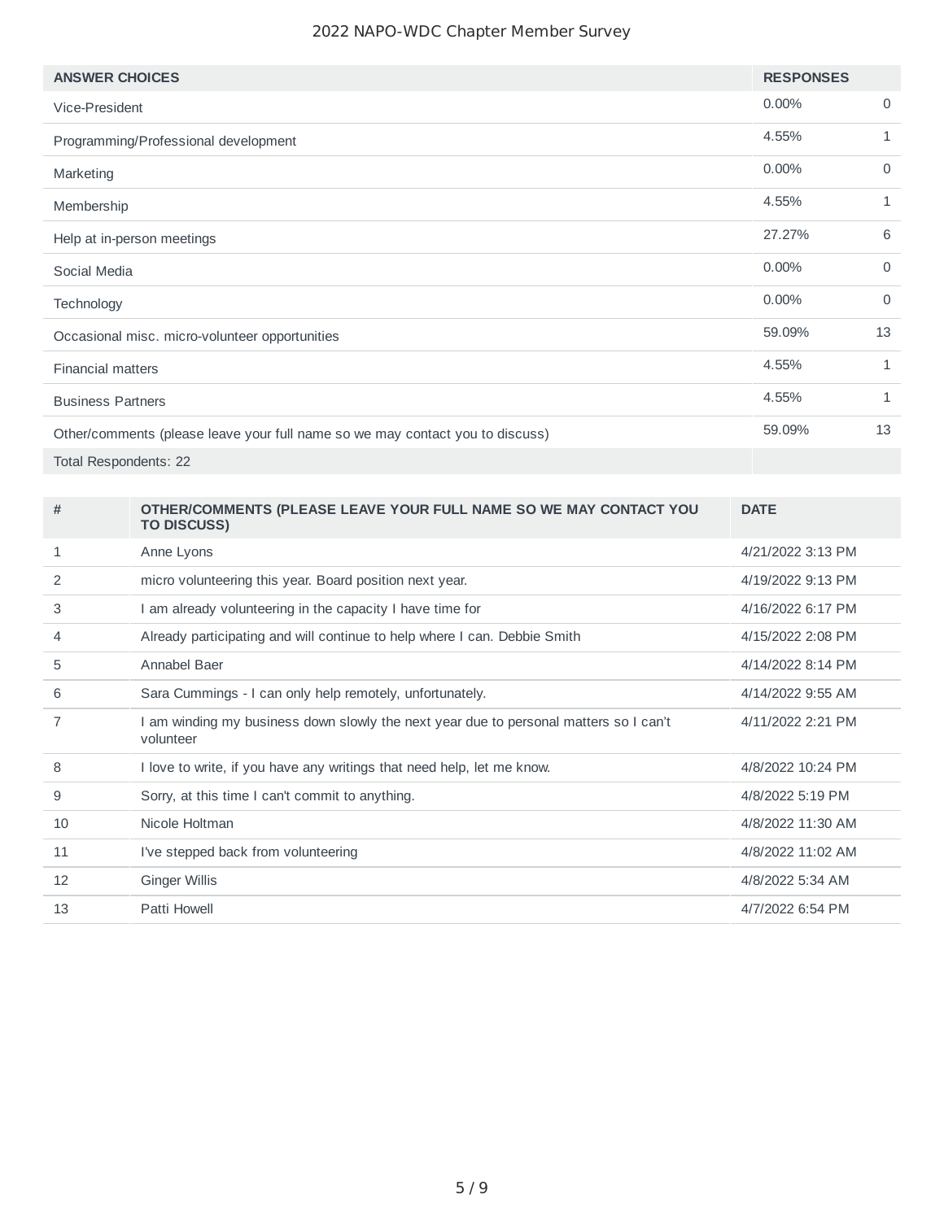| ANSWER CHOICES | RESPONSES | |
|---|---|---|
| Vice-President | 0.00% | 0 |
| Programming/Professional development | 4.55% | 1 |
| Marketing | 0.00% | 0 |
| Membership | 4.55% | 1 |
| Help at in-person meetings | 27.27% | 6 |
| Social Media | 0.00% | 0 |
| Technology | 0.00% | 0 |
| Occasional misc. micro-volunteer opportunities | 59.09% | 13 |
| Financial matters | 4.55% | 1 |
| Business Partners | 4.55% | 1 |
| Other/comments (please leave your full name so we may contact you to discuss) | 59.09% | 13 |
| Total Respondents: 22 | | |

| # | OTHER/COMMENTS (PLEASE LEAVE YOUR FULL NAME SO WE MAY CONTACT YOU TO DISCUSS) | DATE |
|---|---|---|
| 1 | Anne Lyons | 4/21/2022 3:13 PM |
| 2 | micro volunteering this year. Board position next year. | 4/19/2022 9:13 PM |
| 3 | I am already volunteering in the capacity I have time for | 4/16/2022 6:17 PM |
| 4 | Already participating and will continue to help where I can. Debbie Smith | 4/15/2022 2:08 PM |
| 5 | Annabel Baer | 4/14/2022 8:14 PM |
| 6 | Sara Cummings - I can only help remotely, unfortunately. | 4/14/2022 9:55 AM |
| 7 | I am winding my business down slowly the next year due to personal matters so I can't volunteer | 4/11/2022 2:21 PM |
| 8 | I love to write, if you have any writings that need help, let me know. | 4/8/2022 10:24 PM |
| 9 | Sorry, at this time I can't commit to anything. | 4/8/2022 5:19 PM |
| 10 | Nicole Holtman | 4/8/2022 11:30 AM |
| 11 | I've stepped back from volunteering | 4/8/2022 11:02 AM |
| 12 | Ginger Willis | 4/8/2022 5:34 AM |
| 13 | Patti Howell | 4/7/2022 6:54 PM |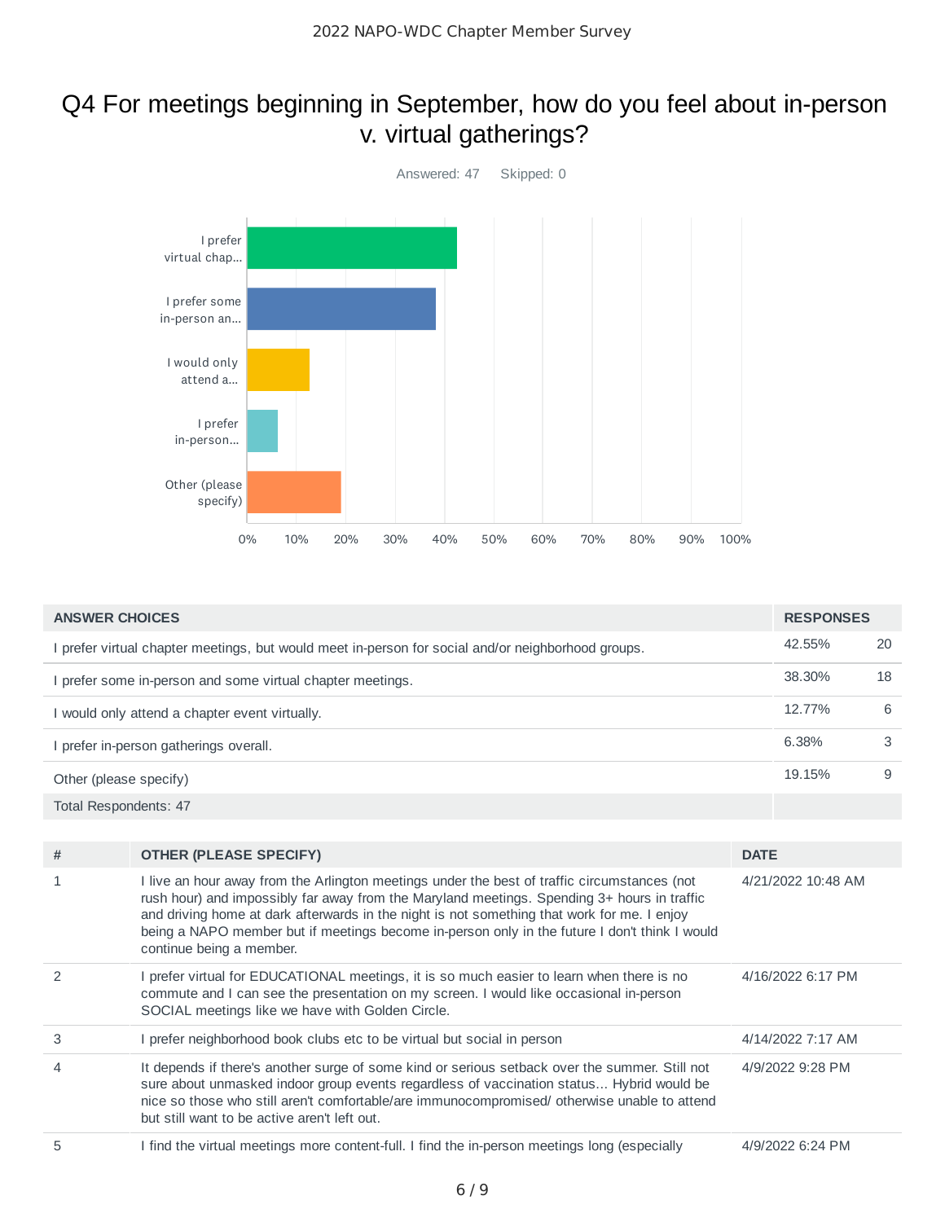# Q4 For meetings beginning in September, how do you feel about in-person v. virtual gatherings?

Answered: 47    Skipped: 0

I prefer virtual chap...

I prefer some in-person an...

I would only attend a...

I prefer in-person...

Other (please specify)

0% 10% 20% 30% 40% 50% 60% 70% 80% 90% 100%

| ANSWER CHOICES | RESPONSES | |
|---|---|---|
| I prefer virtual chapter meetings, but would meet in-person for social and/or neighborhood groups. | 42.55% | 20 |
| I prefer some in-person and some virtual chapter meetings. | 38.30% | 18 |
| I would only attend a chapter event virtually. | 12.77% | 6 |
| I prefer in-person gatherings overall. | 6.38% | 3 |
| Other (please specify) | 19.15% | 9 |
| Total Respondents: 47 | | |

| # | OTHER (PLEASE SPECIFY) | DATE |
|---|---|---|
| 1 | I live an hour away from the Arlington meetings under the best of traffic circumstances (not rush hour) and impossibly far away from the Maryland meetings. Spending 3+ hours in traffic and driving home at dark afterwards in the night is not something that work for me. I enjoy being a NAPO member but if meetings become in-person only in the future I don't think I would continue being a member. | 4/21/2022 10:48 AM |
| 2 | I prefer virtual for EDUCATIONAL meetings, it is so much easier to learn when there is no commute and I can see the presentation on my screen. I would like occasional in-person SOCIAL meetings like we have with Golden Circle. | 4/16/2022 6:17 PM |
| 3 | I prefer neighborhood book clubs etc to be virtual but social in person | 4/14/2022 7:17 AM |
| 4 | It depends if there's another surge of some kind or serious setback over the summer. Still not sure about unmasked indoor group events regardless of vaccination status... Hybrid would be nice so those who still aren't comfortable/are immunocompromised/ otherwise unable to attend but still want to be active aren't left out. | 4/9/2022 9:28 PM |
| 5 | I find the virtual meetings more content-full. I find the in-person meetings long (especially | 4/9/2022 6:24 PM |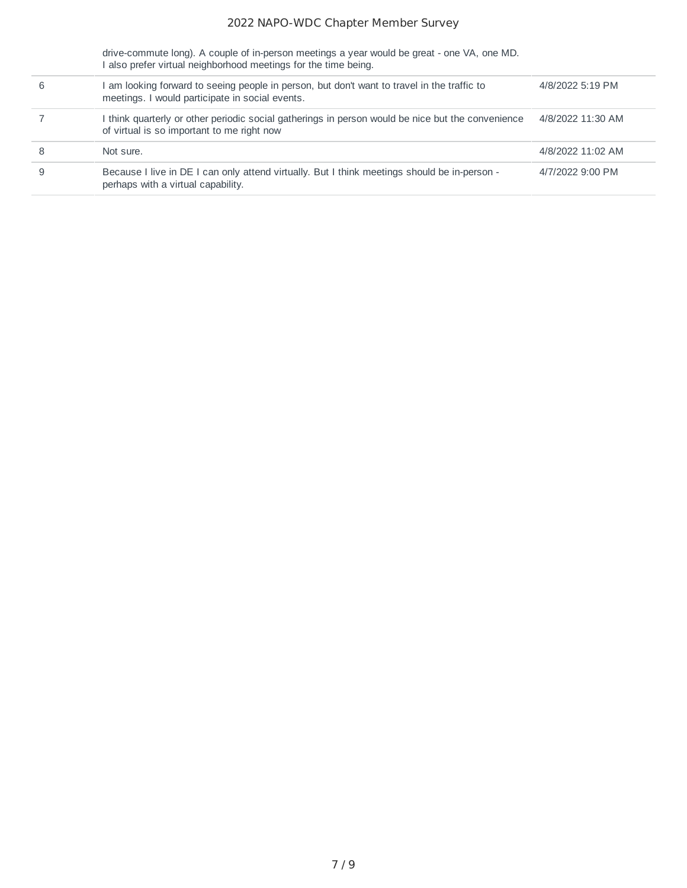| | | |
|---|---|---|
| | drive-commute long). A couple of in-person meetings a year would be great - one VA, one MD. I also prefer virtual neighborhood meetings for the time being. | |
| 6 | I am looking forward to seeing people in person, but don't want to travel in the traffic to meetings. I would participate in social events. | 4/8/2022 5:19 PM |
| 7 | I think quarterly or other periodic social gatherings in person would be nice but the convenience of virtual is so important to me right now | 4/8/2022 11:30 AM |
| 8 | Not sure. | 4/8/2022 11:02 AM |
| 9 | Because I live in DE I can only attend virtually. But I think meetings should be in-person - perhaps with a virtual capability. | 4/7/2022 9:00 PM |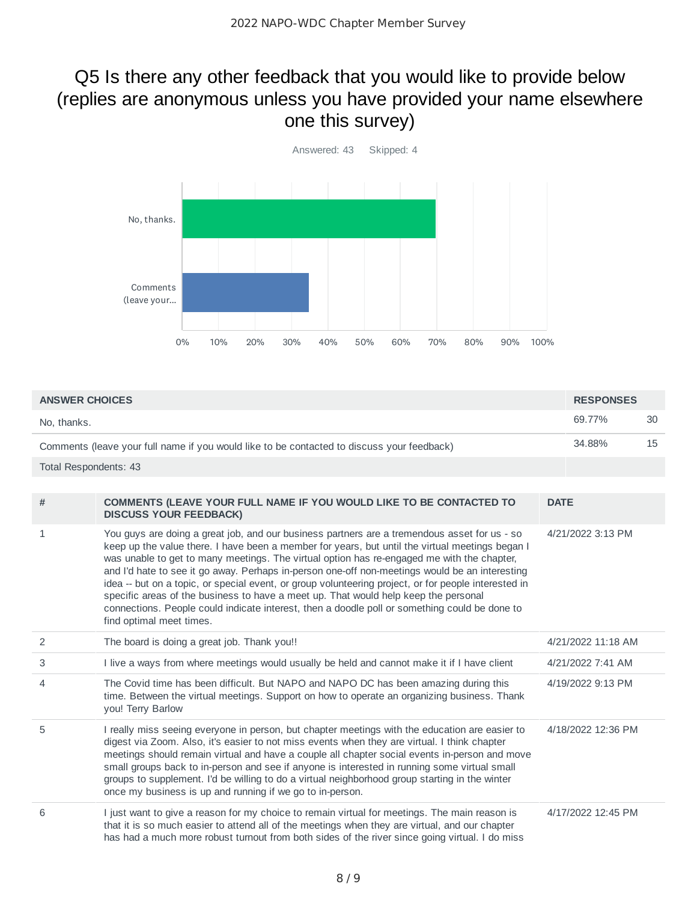# Q5 Is there any other feedback that you would like to provide below (replies are anonymous unless you have provided your name elsewhere one this survey)

Answered: 43 Skipped: 4

No, thanks.

Comments (leave your...

0% 10% 20% 30% 40% 50% 60% 70% 80% 90% 100%

| ANSWER CHOICES | RESPONSES | |
|---|---|---|
| No, thanks. | 69.77% | 30 |
| Comments (leave your full name if you would like to be contacted to discuss your feedback) | 34.88% | 15 |
| Total Respondents: 43 | | |

| # | COMMENTS (LEAVE YOUR FULL NAME IF YOU WOULD LIKE TO BE CONTACTED TO DISCUSS YOUR FEEDBACK) | DATE |
|---|---|---|
| 1 | You guys are doing a great job, and our business partners are a tremendous asset for us - so keep up the value there. I have been a member for years, but until the virtual meetings began I was unable to get to many meetings. The virtual option has re-engaged me with the chapter, and I'd hate to see it go away. Perhaps in-person one-off non-meetings would be an interesting idea -- but on a topic, or special event, or group volunteering project, or for people interested in specific areas of the business to have a meet up. That would help keep the personal connections. People could indicate interest, then a doodle poll or something could be done to find optimal meet times. | 4/21/2022 3:13 PM |
| 2 | The board is doing a great job. Thank you!! | 4/21/2022 11:18 AM |
| 3 | I live a ways from where meetings would usually be held and cannot make it if I have client | 4/21/2022 7:41 AM |
| 4 | The Covid time has been difficult. But NAPO and NAPO DC has been amazing during this time. Between the virtual meetings. Support on how to operate an organizing business. Thank you! Terry Barlow | 4/19/2022 9:13 PM |
| 5 | I really miss seeing everyone in person, but chapter meetings with the education are easier to digest via Zoom. Also, it's easier to not miss events when they are virtual. I think chapter meetings should remain virtual and have a couple all chapter social events in-person and move small groups back to in-person and see if anyone is interested in running some virtual small groups to supplement. I'd be willing to do a virtual neighborhood group starting in the winter once my business is up and running if we go to in-person. | 4/18/2022 12:36 PM |
| 6 | I just want to give a reason for my choice to remain virtual for meetings. The main reason is that it is so much easier to attend all of the meetings when they are virtual, and our chapter has had a much more robust turnout from both sides of the river since going virtual. I do miss | 4/17/2022 12:45 PM |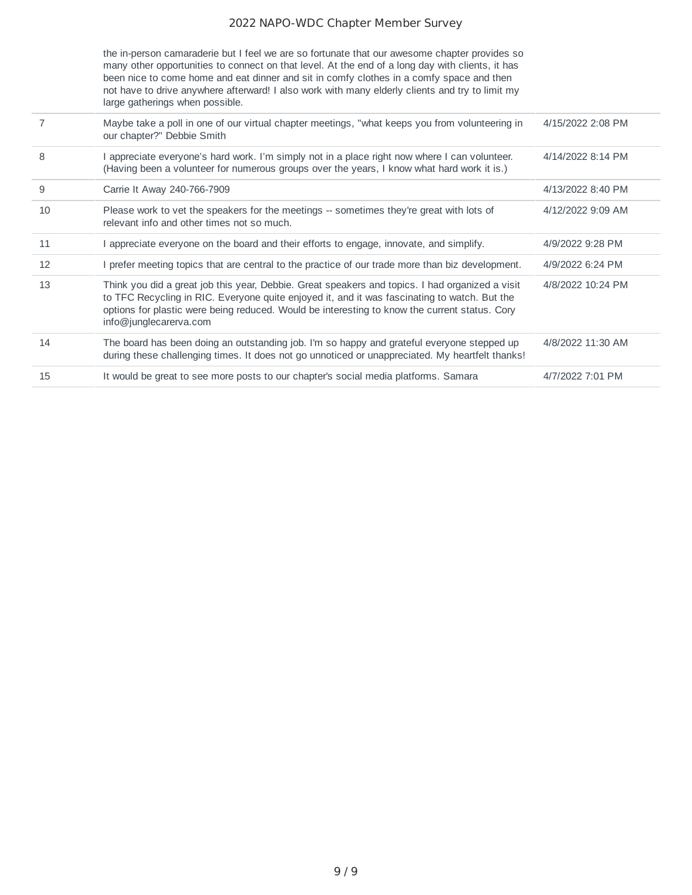| | | |
|---|---|---|
| | the in-person camaraderie but I feel we are so fortunate that our awesome chapter provides so many other opportunities to connect on that level. At the end of a long day with clients, it has been nice to come home and eat dinner and sit in comfy clothes in a comfy space and then not have to drive anywhere afterward! I also work with many elderly clients and try to limit my large gatherings when possible. | |
| 7 | Maybe take a poll in one of our virtual chapter meetings, "what keeps you from volunteering in our chapter?" Debbie Smith | 4/15/2022 2:08 PM |
| 8 | I appreciate everyone's hard work. I'm simply not in a place right now where I can volunteer. (Having been a volunteer for numerous groups over the years, I know what hard work it is.) | 4/14/2022 8:14 PM |
| 9 | Carrie It Away 240-766-7909 | 4/13/2022 8:40 PM |
| 10 | Please work to vet the speakers for the meetings -- sometimes they're great with lots of relevant info and other times not so much. | 4/12/2022 9:09 AM |
| 11 | I appreciate everyone on the board and their efforts to engage, innovate, and simplify. | 4/9/2022 9:28 PM |
| 12 | I prefer meeting topics that are central to the practice of our trade more than biz development. | 4/9/2022 6:24 PM |
| 13 | Think you did a great job this year, Debbie. Great speakers and topics. I had organized a visit to TFC Recycling in RIC. Everyone quite enjoyed it, and it was fascinating to watch. But the options for plastic were being reduced. Would be interesting to know the current status. Cory info@junglecarerva.com | 4/8/2022 10:24 PM |
| 14 | The board has been doing an outstanding job. I'm so happy and grateful everyone stepped up during these challenging times. It does not go unnoticed or unappreciated. My heartfelt thanks! | 4/8/2022 11:30 AM |
| 15 | It would be great to see more posts to our chapter's social media platforms. Samara | 4/7/2022 7:01 PM |